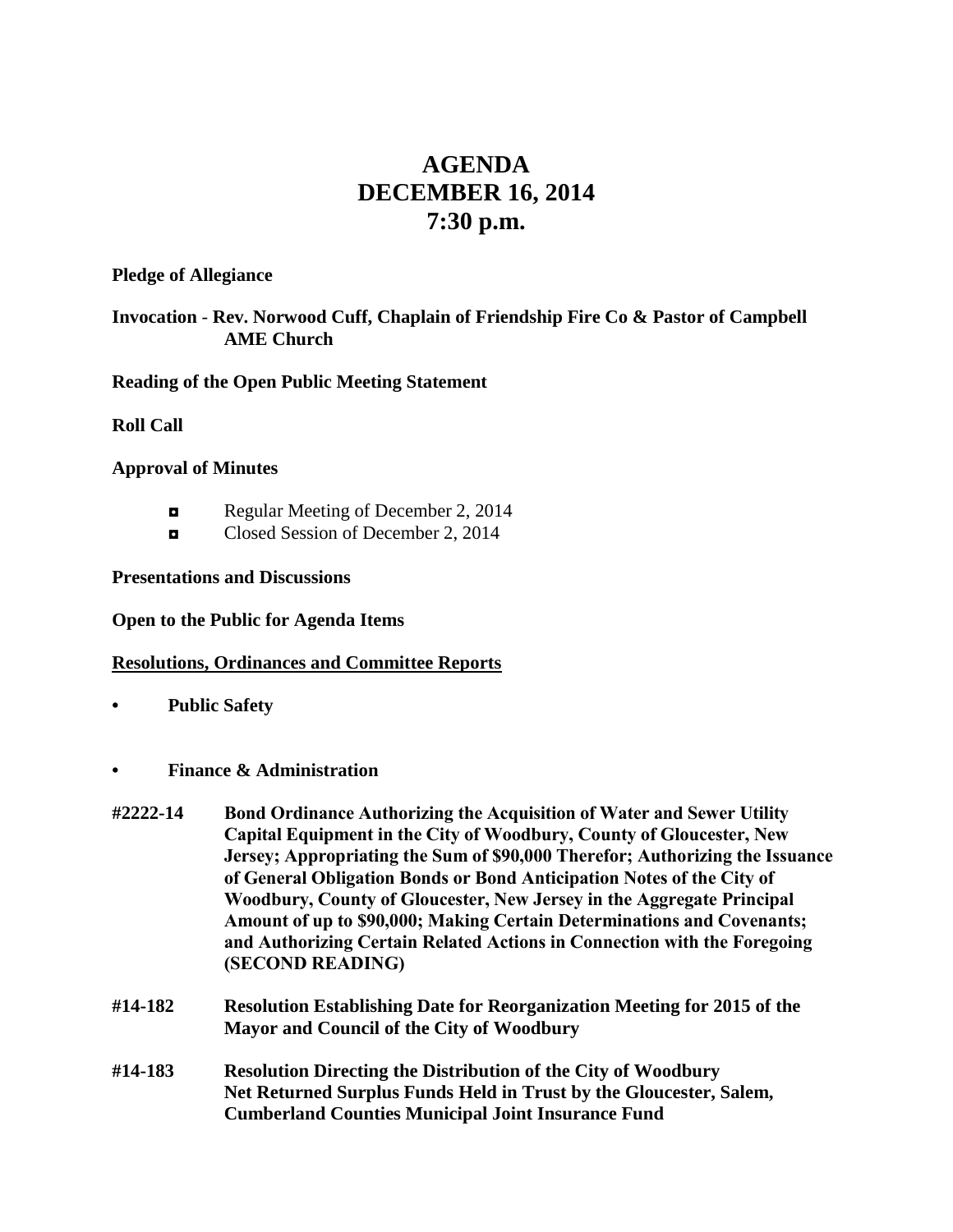# AGENDA
# DECEMBER 16, 2014
# 7:30 p.m.

**Pledge of Allegiance**

**Invocation - Rev. Norwood Cuff, Chaplain of Friendship Fire Co & Pastor of Campbell AME Church**

**Reading of the Open Public Meeting Statement**

**Roll Call**

**Approval of Minutes**

- Regular Meeting of December 2, 2014
- Closed Session of December 2, 2014

**Presentations and Discussions**

**Open to the Public for Agenda Items**

**<u>Resolutions, Ordinances and Committee Reports</u>**

- **Public Safety**

- **Finance & Administration**

**#2222-14** **Bond Ordinance Authorizing the Acquisition of Water and Sewer Utility Capital Equipment in the City of Woodbury, County of Gloucester, New Jersey; Appropriating the Sum of $90,000 Therefor; Authorizing the Issuance of General Obligation Bonds or Bond Anticipation Notes of the City of Woodbury, County of Gloucester, New Jersey in the Aggregate Principal Amount of up to $90,000; Making Certain Determinations and Covenants; and Authorizing Certain Related Actions in Connection with the Foregoing (SECOND READING)**

**#14-182** **Resolution Establishing Date for Reorganization Meeting for 2015 of the Mayor and Council of the City of Woodbury**

**#14-183** **Resolution Directing the Distribution of the City of Woodbury Net Returned Surplus Funds Held in Trust by the Gloucester, Salem, Cumberland Counties Municipal Joint Insurance Fund**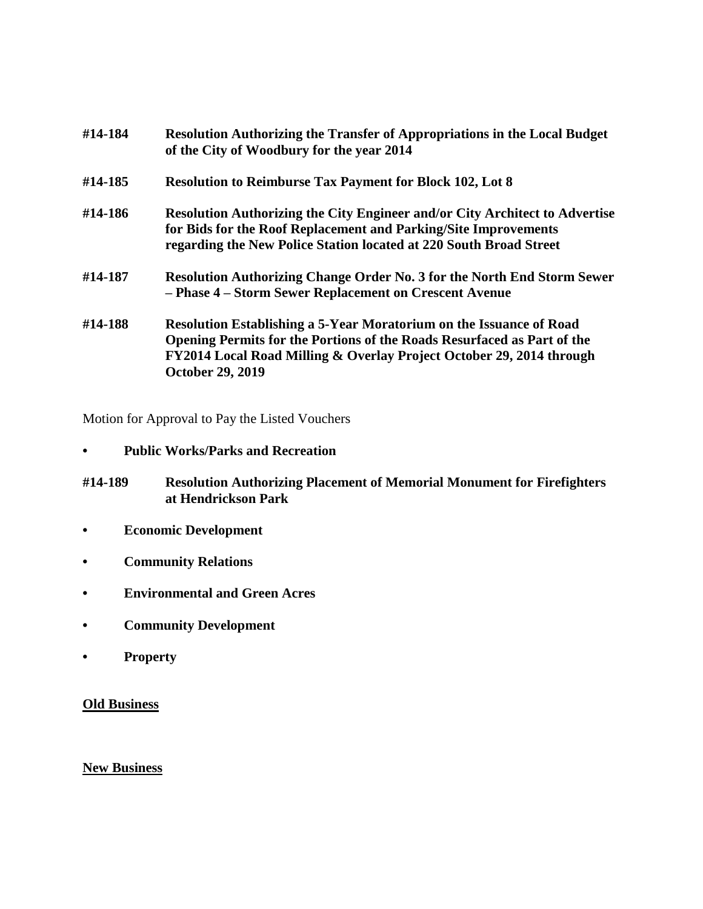**#14-184** **Resolution Authorizing the Transfer of Appropriations in the Local Budget of the City of Woodbury for the year 2014**

**#14-185** **Resolution to Reimburse Tax Payment for Block 102, Lot 8**

**#14-186** **Resolution Authorizing the City Engineer and/or City Architect to Advertise for Bids for the Roof Replacement and Parking/Site Improvements regarding the New Police Station located at 220 South Broad Street**

**#14-187** **Resolution Authorizing Change Order No. 3 for the North End Storm Sewer – Phase 4 – Storm Sewer Replacement on Crescent Avenue**

**#14-188** **Resolution Establishing a 5-Year Moratorium on the Issuance of Road Opening Permits for the Portions of the Roads Resurfaced as Part of the FY2014 Local Road Milling & Overlay Project October 29, 2014 through October 29, 2019**

Motion for Approval to Pay the Listed Vouchers

- **Public Works/Parks and Recreation**

**#14-189** **Resolution Authorizing Placement of Memorial Monument for Firefighters at Hendrickson Park**

- **Economic Development**
- **Community Relations**
- **Environmental and Green Acres**
- **Community Development**
- **Property**

**Old Business**

**New Business**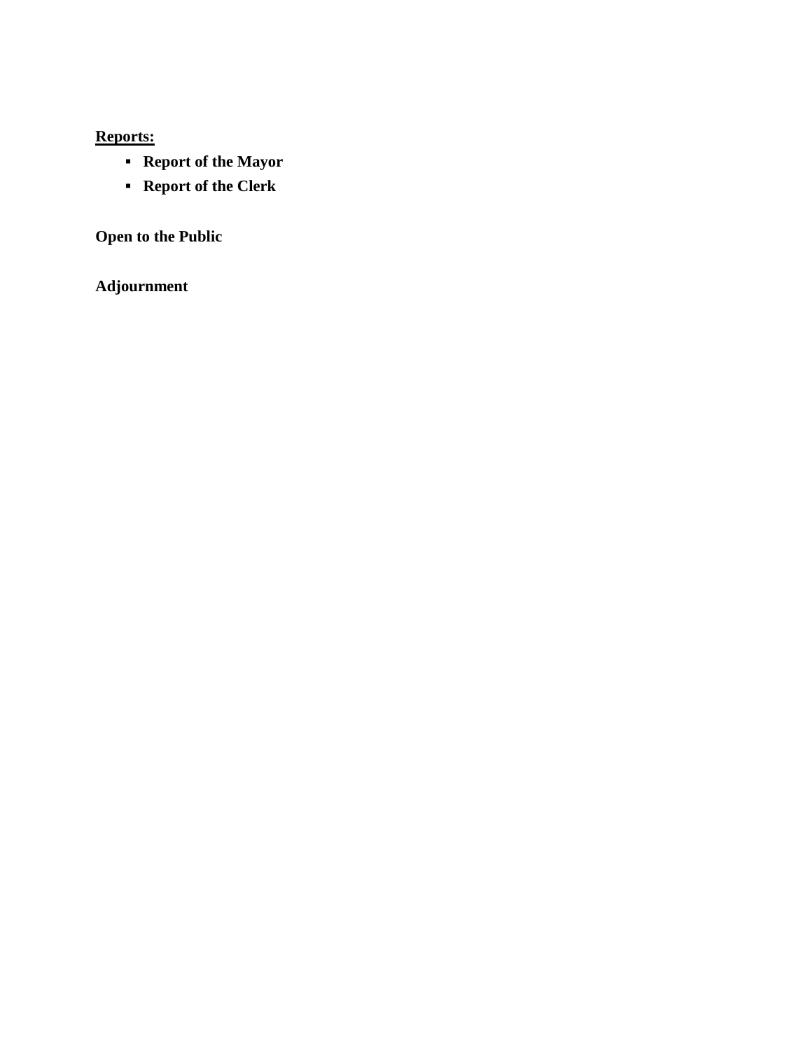**<u>Reports:</u>**

- **Report of the Mayor**
- **Report of the Clerk**

**Open to the Public**

**Adjournment**